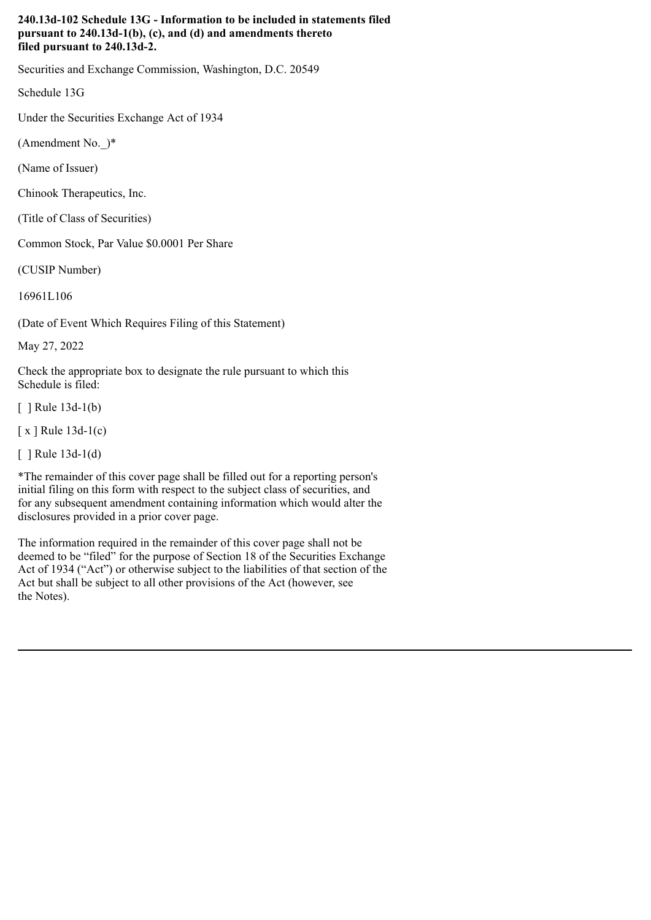**240.13d-102 Schedule 13G - Information to be included in statements filed pursuant to 240.13d-1(b), (c), and (d) and amendments thereto filed pursuant to 240.13d-2.**

Securities and Exchange Commission, Washington, D.C. 20549

Schedule 13G

Under the Securities Exchange Act of 1934

(Amendment No._)*

(Name of Issuer)

Chinook Therapeutics, Inc.

(Title of Class of Securities)

Common Stock, Par Value $0.0001 Per Share

(CUSIP Number)

16961L106

(Date of Event Which Requires Filing of this Statement)

May 27, 2022

Check the appropriate box to designate the rule pursuant to which this Schedule is filed:

[ ] Rule 13d-1(b)

[ x ] Rule 13d-1(c)

[ ] Rule 13d-1(d)

*The remainder of this cover page shall be filled out for a reporting person's initial filing on this form with respect to the subject class of securities, and for any subsequent amendment containing information which would alter the disclosures provided in a prior cover page.

The information required in the remainder of this cover page shall not be deemed to be "filed" for the purpose of Section 18 of the Securities Exchange Act of 1934 ("Act") or otherwise subject to the liabilities of that section of the Act but shall be subject to all other provisions of the Act (however, see the Notes).

---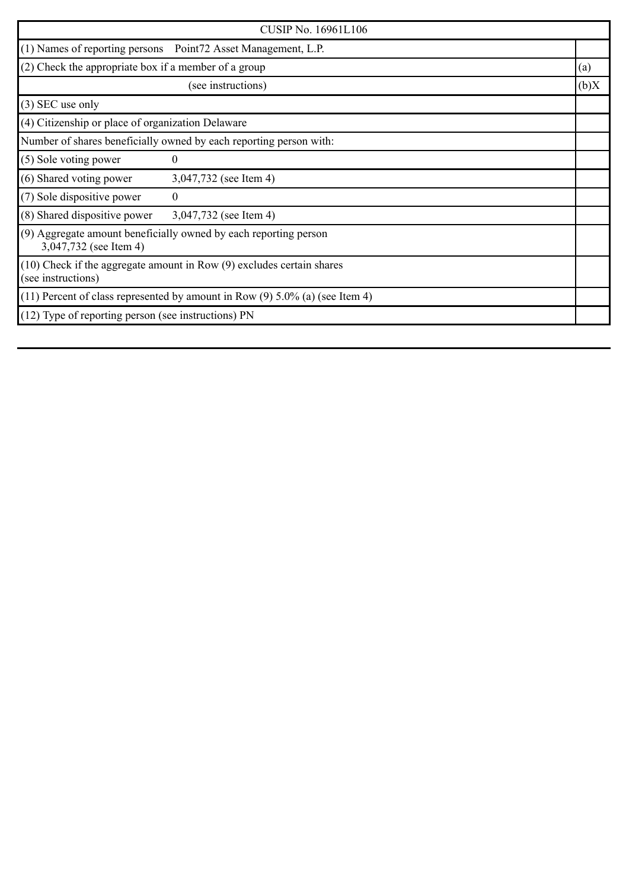| CUSIP No. 16961L106 | |
|---|---|
| (1) Names of reporting persons Point72 Asset Management, L.P. | |
| (2) Check the appropriate box if a member of a group | (a) |
| (see instructions) | (b)X |
| (3) SEC use only | |
| (4) Citizenship or place of organization Delaware | |
| Number of shares beneficially owned by each reporting person with: | |
| (5) Sole voting power 0 | |
| (6) Shared voting power 3,047,732 (see Item 4) | |
| (7) Sole dispositive power 0 | |
| (8) Shared dispositive power 3,047,732 (see Item 4) | |
| (9) Aggregate amount beneficially owned by each reporting person 3,047,732 (see Item 4) | |
| (10) Check if the aggregate amount in Row (9) excludes certain shares (see instructions) | |
| (11) Percent of class represented by amount in Row (9) 5.0% (a) (see Item 4) | |
| (12) Type of reporting person (see instructions) PN | |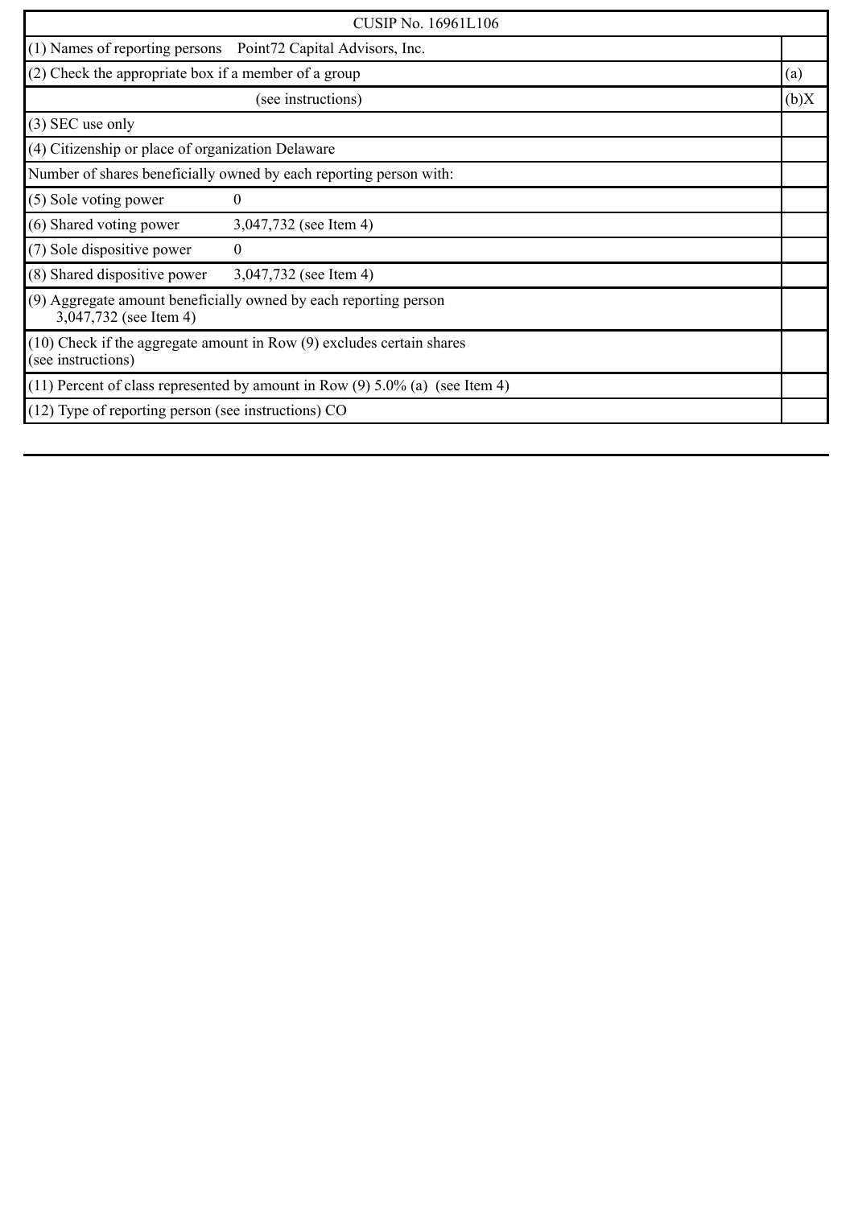| CUSIP No. 16961L106 | |
|---|---|
| (1) Names of reporting persons Point72 Capital Advisors, Inc. | |
| (2) Check the appropriate box if a member of a group | (a) |
| (see instructions) | (b)X |
| (3) SEC use only | |
| (4) Citizenship or place of organization Delaware | |
| Number of shares beneficially owned by each reporting person with: | |
| (5) Sole voting power 0 | |
| (6) Shared voting power 3,047,732 (see Item 4) | |
| (7) Sole dispositive power 0 | |
| (8) Shared dispositive power 3,047,732 (see Item 4) | |
| (9) Aggregate amount beneficially owned by each reporting person 3,047,732 (see Item 4) | |
| (10) Check if the aggregate amount in Row (9) excludes certain shares (see instructions) | |
| (11) Percent of class represented by amount in Row (9) 5.0% (a) (see Item 4) | |
| (12) Type of reporting person (see instructions) CO | |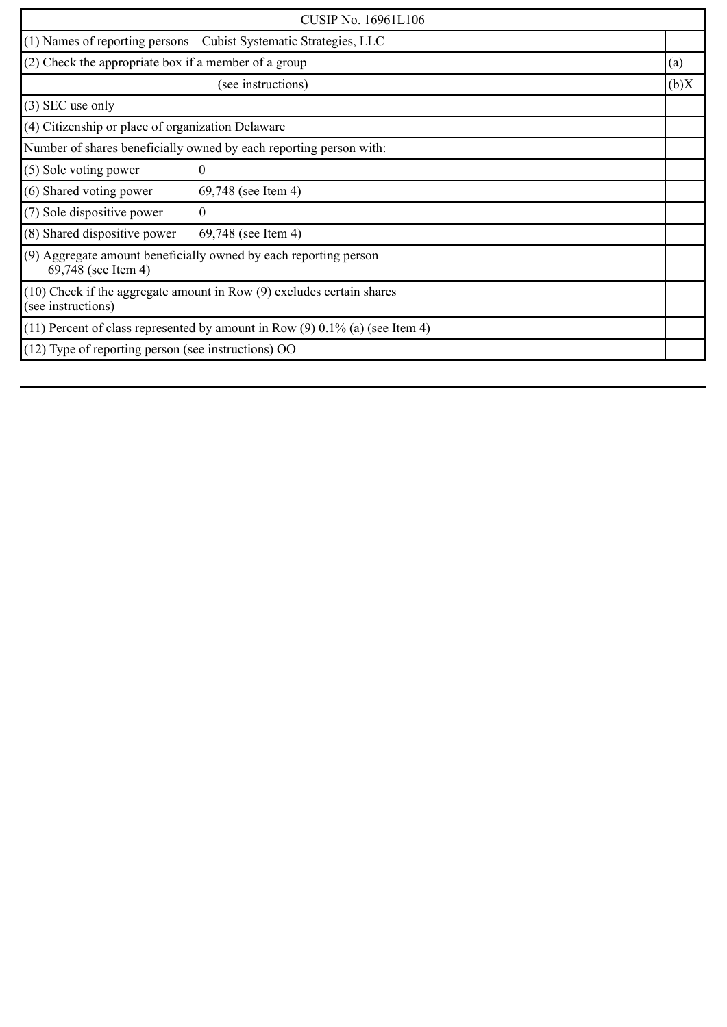| CUSIP No. 16961L106 | |
|---|---|
| (1) Names of reporting persons Cubist Systematic Strategies, LLC | |
| (2) Check the appropriate box if a member of a group | (a) |
| (see instructions) | (b)X |
| (3) SEC use only | |
| (4) Citizenship or place of organization Delaware | |
| Number of shares beneficially owned by each reporting person with: | |
| (5) Sole voting power 0 | |
| (6) Shared voting power 69,748 (see Item 4) | |
| (7) Sole dispositive power 0 | |
| (8) Shared dispositive power 69,748 (see Item 4) | |
| (9) Aggregate amount beneficially owned by each reporting person 69,748 (see Item 4) | |
| (10) Check if the aggregate amount in Row (9) excludes certain shares (see instructions) | |
| (11) Percent of class represented by amount in Row (9) 0.1% (a) (see Item 4) | |
| (12) Type of reporting person (see instructions) OO | |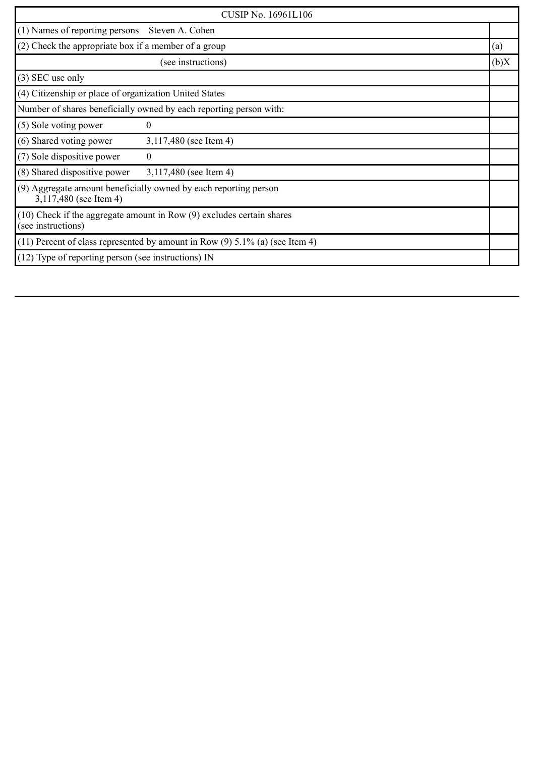| CUSIP No. 16961L106 | |
|---|---|
| (1) Names of reporting persons Steven A. Cohen | |
| (2) Check the appropriate box if a member of a group | (a) |
| (see instructions) | (b)X |
| (3) SEC use only | |
| (4) Citizenship or place of organization United States | |
| Number of shares beneficially owned by each reporting person with: | |
| (5) Sole voting power 0 | |
| (6) Shared voting power 3,117,480 (see Item 4) | |
| (7) Sole dispositive power 0 | |
| (8) Shared dispositive power 3,117,480 (see Item 4) | |
| (9) Aggregate amount beneficially owned by each reporting person 3,117,480 (see Item 4) | |
| (10) Check if the aggregate amount in Row (9) excludes certain shares (see instructions) | |
| (11) Percent of class represented by amount in Row (9) 5.1% (a) (see Item 4) | |
| (12) Type of reporting person (see instructions) IN | |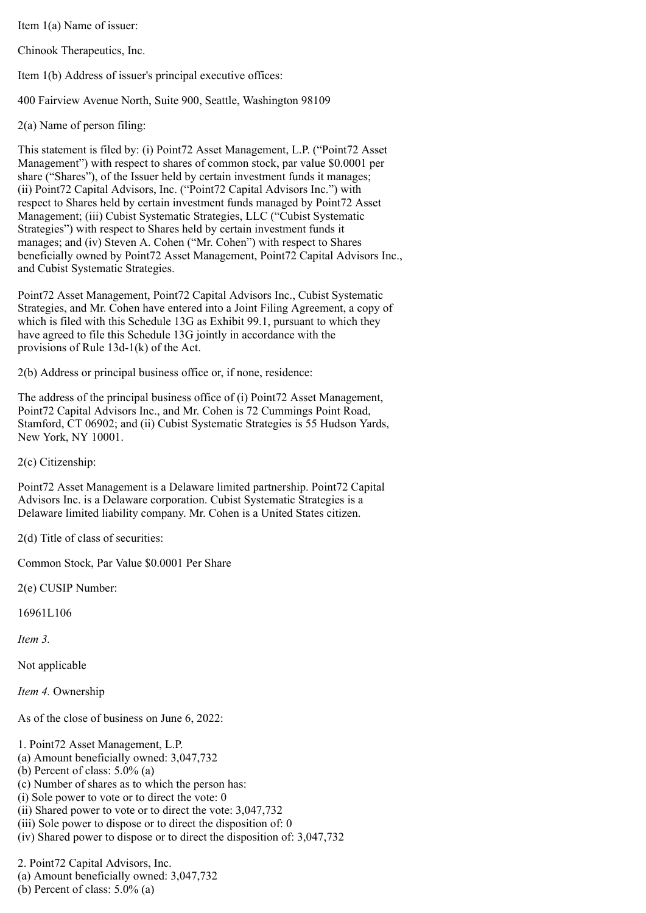Item 1(a) Name of issuer:

Chinook Therapeutics, Inc.

Item 1(b) Address of issuer's principal executive offices:

400 Fairview Avenue North, Suite 900, Seattle, Washington 98109

2(a) Name of person filing:

This statement is filed by: (i) Point72 Asset Management, L.P. ("Point72 Asset Management") with respect to shares of common stock, par value $0.0001 per share ("Shares"), of the Issuer held by certain investment funds it manages; (ii) Point72 Capital Advisors, Inc. ("Point72 Capital Advisors Inc.") with respect to Shares held by certain investment funds managed by Point72 Asset Management; (iii) Cubist Systematic Strategies, LLC ("Cubist Systematic Strategies") with respect to Shares held by certain investment funds it manages; and (iv) Steven A. Cohen ("Mr. Cohen") with respect to Shares beneficially owned by Point72 Asset Management, Point72 Capital Advisors Inc., and Cubist Systematic Strategies.

Point72 Asset Management, Point72 Capital Advisors Inc., Cubist Systematic Strategies, and Mr. Cohen have entered into a Joint Filing Agreement, a copy of which is filed with this Schedule 13G as Exhibit 99.1, pursuant to which they have agreed to file this Schedule 13G jointly in accordance with the provisions of Rule 13d-1(k) of the Act.

2(b) Address or principal business office or, if none, residence:

The address of the principal business office of (i) Point72 Asset Management, Point72 Capital Advisors Inc., and Mr. Cohen is 72 Cummings Point Road, Stamford, CT 06902; and (ii) Cubist Systematic Strategies is 55 Hudson Yards, New York, NY 10001.

2(c) Citizenship:

Point72 Asset Management is a Delaware limited partnership. Point72 Capital Advisors Inc. is a Delaware corporation. Cubist Systematic Strategies is a Delaware limited liability company. Mr. Cohen is a United States citizen.

2(d) Title of class of securities:

Common Stock, Par Value $0.0001 Per Share

2(e) CUSIP Number:

16961L106

*Item 3.*

Not applicable

*Item 4.* Ownership

As of the close of business on June 6, 2022:

1. Point72 Asset Management, L.P.
(a) Amount beneficially owned: 3,047,732
(b) Percent of class: 5.0% (a)
(c) Number of shares as to which the person has:
(i) Sole power to vote or to direct the vote: 0
(ii) Shared power to vote or to direct the vote: 3,047,732
(iii) Sole power to dispose or to direct the disposition of: 0
(iv) Shared power to dispose or to direct the disposition of: 3,047,732

2. Point72 Capital Advisors, Inc.
(a) Amount beneficially owned: 3,047,732
(b) Percent of class: 5.0% (a)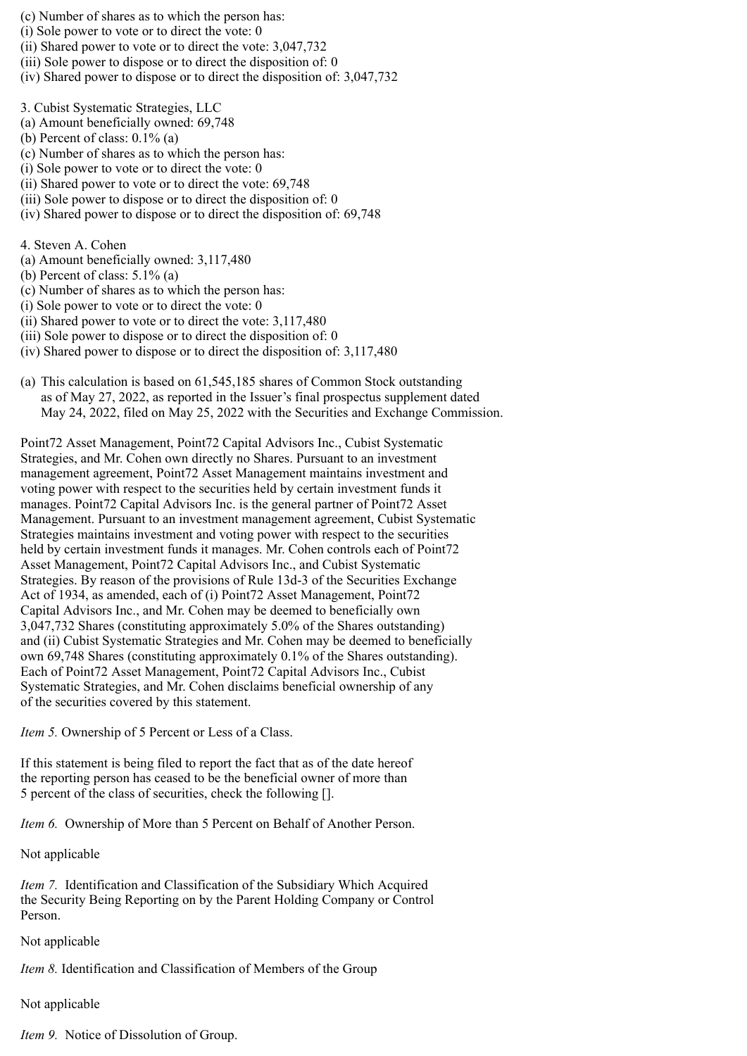(c) Number of shares as to which the person has:
(i) Sole power to vote or to direct the vote: 0
(ii) Shared power to vote or to direct the vote: 3,047,732
(iii) Sole power to dispose or to direct the disposition of: 0
(iv) Shared power to dispose or to direct the disposition of: 3,047,732

3. Cubist Systematic Strategies, LLC
(a) Amount beneficially owned: 69,748
(b) Percent of class: 0.1% (a)
(c) Number of shares as to which the person has:
(i) Sole power to vote or to direct the vote: 0
(ii) Shared power to vote or to direct the vote: 69,748
(iii) Sole power to dispose or to direct the disposition of: 0
(iv) Shared power to dispose or to direct the disposition of: 69,748

4. Steven A. Cohen
(a) Amount beneficially owned: 3,117,480
(b) Percent of class: 5.1% (a)
(c) Number of shares as to which the person has:
(i) Sole power to vote or to direct the vote: 0
(ii) Shared power to vote or to direct the vote: 3,117,480
(iii) Sole power to dispose or to direct the disposition of: 0
(iv) Shared power to dispose or to direct the disposition of: 3,117,480

(a) This calculation is based on 61,545,185 shares of Common Stock outstanding as of May 27, 2022, as reported in the Issuer's final prospectus supplement dated May 24, 2022, filed on May 25, 2022 with the Securities and Exchange Commission.

Point72 Asset Management, Point72 Capital Advisors Inc., Cubist Systematic Strategies, and Mr. Cohen own directly no Shares. Pursuant to an investment management agreement, Point72 Asset Management maintains investment and voting power with respect to the securities held by certain investment funds it manages. Point72 Capital Advisors Inc. is the general partner of Point72 Asset Management. Pursuant to an investment management agreement, Cubist Systematic Strategies maintains investment and voting power with respect to the securities held by certain investment funds it manages. Mr. Cohen controls each of Point72 Asset Management, Point72 Capital Advisors Inc., and Cubist Systematic Strategies. By reason of the provisions of Rule 13d-3 of the Securities Exchange Act of 1934, as amended, each of (i) Point72 Asset Management, Point72 Capital Advisors Inc., and Mr. Cohen may be deemed to beneficially own 3,047,732 Shares (constituting approximately 5.0% of the Shares outstanding) and (ii) Cubist Systematic Strategies and Mr. Cohen may be deemed to beneficially own 69,748 Shares (constituting approximately 0.1% of the Shares outstanding). Each of Point72 Asset Management, Point72 Capital Advisors Inc., Cubist Systematic Strategies, and Mr. Cohen disclaims beneficial ownership of any of the securities covered by this statement.

*Item 5.* Ownership of 5 Percent or Less of a Class.

If this statement is being filed to report the fact that as of the date hereof the reporting person has ceased to be the beneficial owner of more than 5 percent of the class of securities, check the following [].

*Item 6.* Ownership of More than 5 Percent on Behalf of Another Person.

Not applicable

*Item 7.* Identification and Classification of the Subsidiary Which Acquired the Security Being Reporting on by the Parent Holding Company or Control Person.

Not applicable

*Item 8.* Identification and Classification of Members of the Group

Not applicable

*Item 9.* Notice of Dissolution of Group.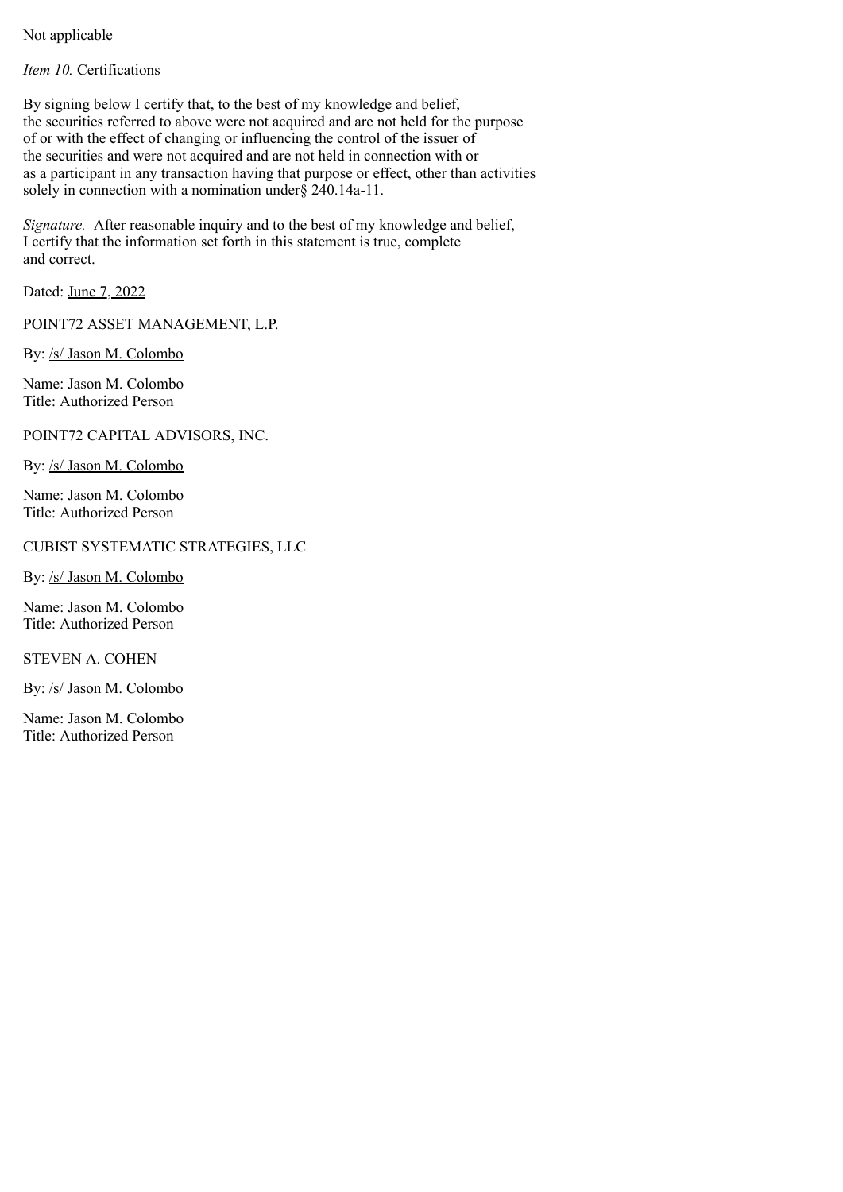Not applicable

*Item 10.* Certifications

By signing below I certify that, to the best of my knowledge and belief, the securities referred to above were not acquired and are not held for the purpose of or with the effect of changing or influencing the control of the issuer of the securities and were not acquired and are not held in connection with or as a participant in any transaction having that purpose or effect, other than activities solely in connection with a nomination under§ 240.14a-11.

*Signature.* After reasonable inquiry and to the best of my knowledge and belief, I certify that the information set forth in this statement is true, complete and correct.

Dated: June 7, 2022

POINT72 ASSET MANAGEMENT, L.P.

By: /s/ Jason M. Colombo

Name: Jason M. Colombo
Title: Authorized Person

POINT72 CAPITAL ADVISORS, INC.

By: /s/ Jason M. Colombo

Name: Jason M. Colombo
Title: Authorized Person

CUBIST SYSTEMATIC STRATEGIES, LLC

By: /s/ Jason M. Colombo

Name: Jason M. Colombo
Title: Authorized Person

STEVEN A. COHEN

By: /s/ Jason M. Colombo

Name: Jason M. Colombo
Title: Authorized Person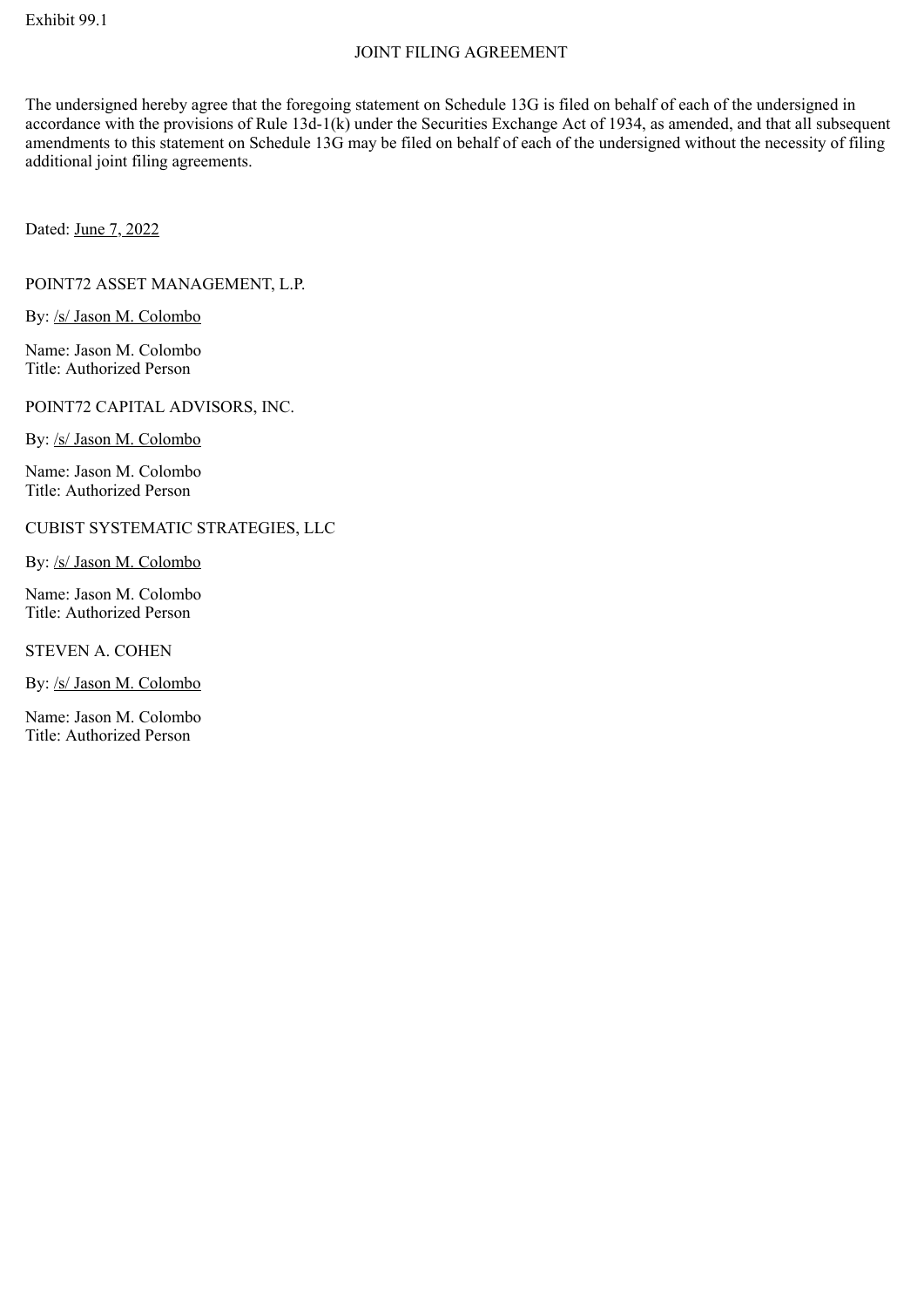Exhibit 99.1

# JOINT FILING AGREEMENT

The undersigned hereby agree that the foregoing statement on Schedule 13G is filed on behalf of each of the undersigned in accordance with the provisions of Rule 13d-1(k) under the Securities Exchange Act of 1934, as amended, and that all subsequent amendments to this statement on Schedule 13G may be filed on behalf of each of the undersigned without the necessity of filing additional joint filing agreements.

Dated: June 7, 2022

POINT72 ASSET MANAGEMENT, L.P.

By: /s/ Jason M. Colombo

Name: Jason M. Colombo
Title: Authorized Person

POINT72 CAPITAL ADVISORS, INC.

By: /s/ Jason M. Colombo

Name: Jason M. Colombo
Title: Authorized Person

CUBIST SYSTEMATIC STRATEGIES, LLC

By: /s/ Jason M. Colombo

Name: Jason M. Colombo
Title: Authorized Person

STEVEN A. COHEN

By: /s/ Jason M. Colombo

Name: Jason M. Colombo
Title: Authorized Person